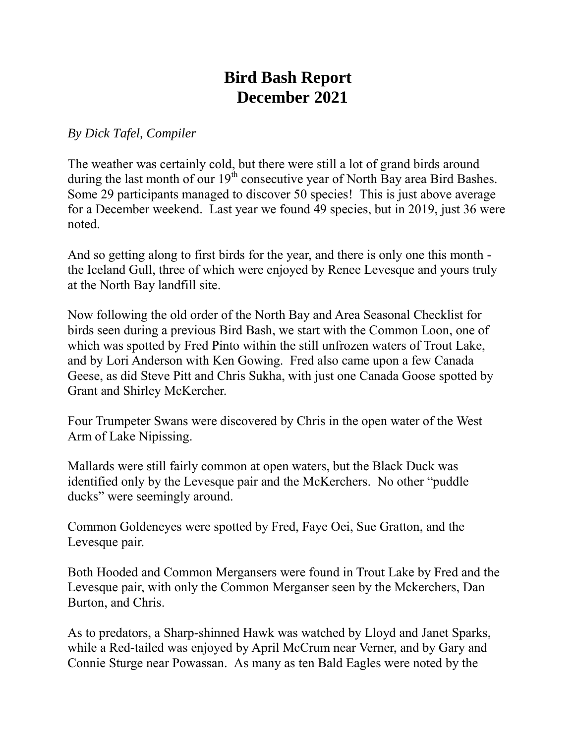# Bird Bash Report
# December 2021

*By Dick Tafel, Compiler*

The weather was certainly cold, but there were still a lot of grand birds around during the last month of our 19th consecutive year of North Bay area Bird Bashes. Some 29 participants managed to discover 50 species! This is just above average for a December weekend. Last year we found 49 species, but in 2019, just 36 were noted.

And so getting along to first birds for the year, and there is only one this month - the Iceland Gull, three of which were enjoyed by Renee Levesque and yours truly at the North Bay landfill site.

Now following the old order of the North Bay and Area Seasonal Checklist for birds seen during a previous Bird Bash, we start with the Common Loon, one of which was spotted by Fred Pinto within the still unfrozen waters of Trout Lake, and by Lori Anderson with Ken Gowing. Fred also came upon a few Canada Geese, as did Steve Pitt and Chris Sukha, with just one Canada Goose spotted by Grant and Shirley McKercher.

Four Trumpeter Swans were discovered by Chris in the open water of the West Arm of Lake Nipissing.

Mallards were still fairly common at open waters, but the Black Duck was identified only by the Levesque pair and the McKerchers. No other "puddle ducks" were seemingly around.

Common Goldeneyes were spotted by Fred, Faye Oei, Sue Gratton, and the Levesque pair.

Both Hooded and Common Mergansers were found in Trout Lake by Fred and the Levesque pair, with only the Common Merganser seen by the Mckerchers, Dan Burton, and Chris.

As to predators, a Sharp-shinned Hawk was watched by Lloyd and Janet Sparks, while a Red-tailed was enjoyed by April McCrum near Verner, and by Gary and Connie Sturge near Powassan. As many as ten Bald Eagles were noted by the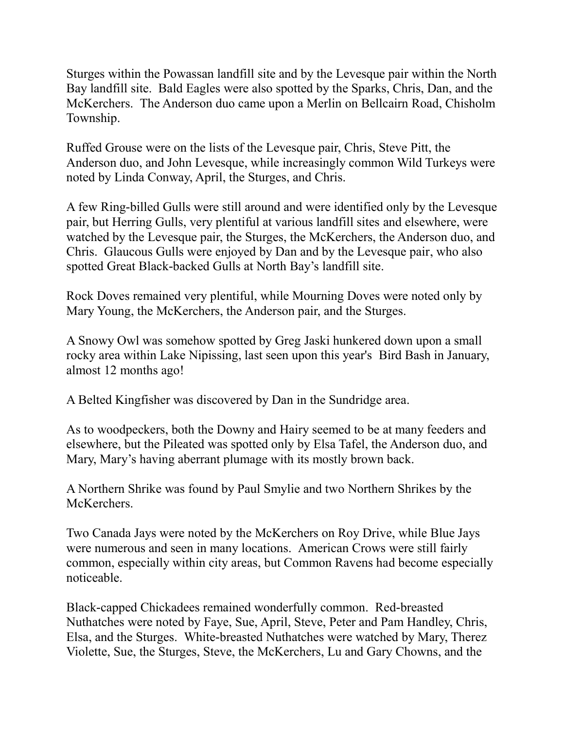Sturges within the Powassan landfill site and by the Levesque pair within the North Bay landfill site. Bald Eagles were also spotted by the Sparks, Chris, Dan, and the McKerchers. The Anderson duo came upon a Merlin on Bellcairn Road, Chisholm Township.

Ruffed Grouse were on the lists of the Levesque pair, Chris, Steve Pitt, the Anderson duo, and John Levesque, while increasingly common Wild Turkeys were noted by Linda Conway, April, the Sturges, and Chris.

A few Ring-billed Gulls were still around and were identified only by the Levesque pair, but Herring Gulls, very plentiful at various landfill sites and elsewhere, were watched by the Levesque pair, the Sturges, the McKerchers, the Anderson duo, and Chris. Glaucous Gulls were enjoyed by Dan and by the Levesque pair, who also spotted Great Black-backed Gulls at North Bay's landfill site.

Rock Doves remained very plentiful, while Mourning Doves were noted only by Mary Young, the McKerchers, the Anderson pair, and the Sturges.

A Snowy Owl was somehow spotted by Greg Jaski hunkered down upon a small rocky area within Lake Nipissing, last seen upon this year's Bird Bash in January, almost 12 months ago!

A Belted Kingfisher was discovered by Dan in the Sundridge area.

As to woodpeckers, both the Downy and Hairy seemed to be at many feeders and elsewhere, but the Pileated was spotted only by Elsa Tafel, the Anderson duo, and Mary, Mary's having aberrant plumage with its mostly brown back.

A Northern Shrike was found by Paul Smylie and two Northern Shrikes by the McKerchers.

Two Canada Jays were noted by the McKerchers on Roy Drive, while Blue Jays were numerous and seen in many locations. American Crows were still fairly common, especially within city areas, but Common Ravens had become especially noticeable.

Black-capped Chickadees remained wonderfully common. Red-breasted Nuthatches were noted by Faye, Sue, April, Steve, Peter and Pam Handley, Chris, Elsa, and the Sturges. White-breasted Nuthatches were watched by Mary, Therez Violette, Sue, the Sturges, Steve, the McKerchers, Lu and Gary Chowns, and the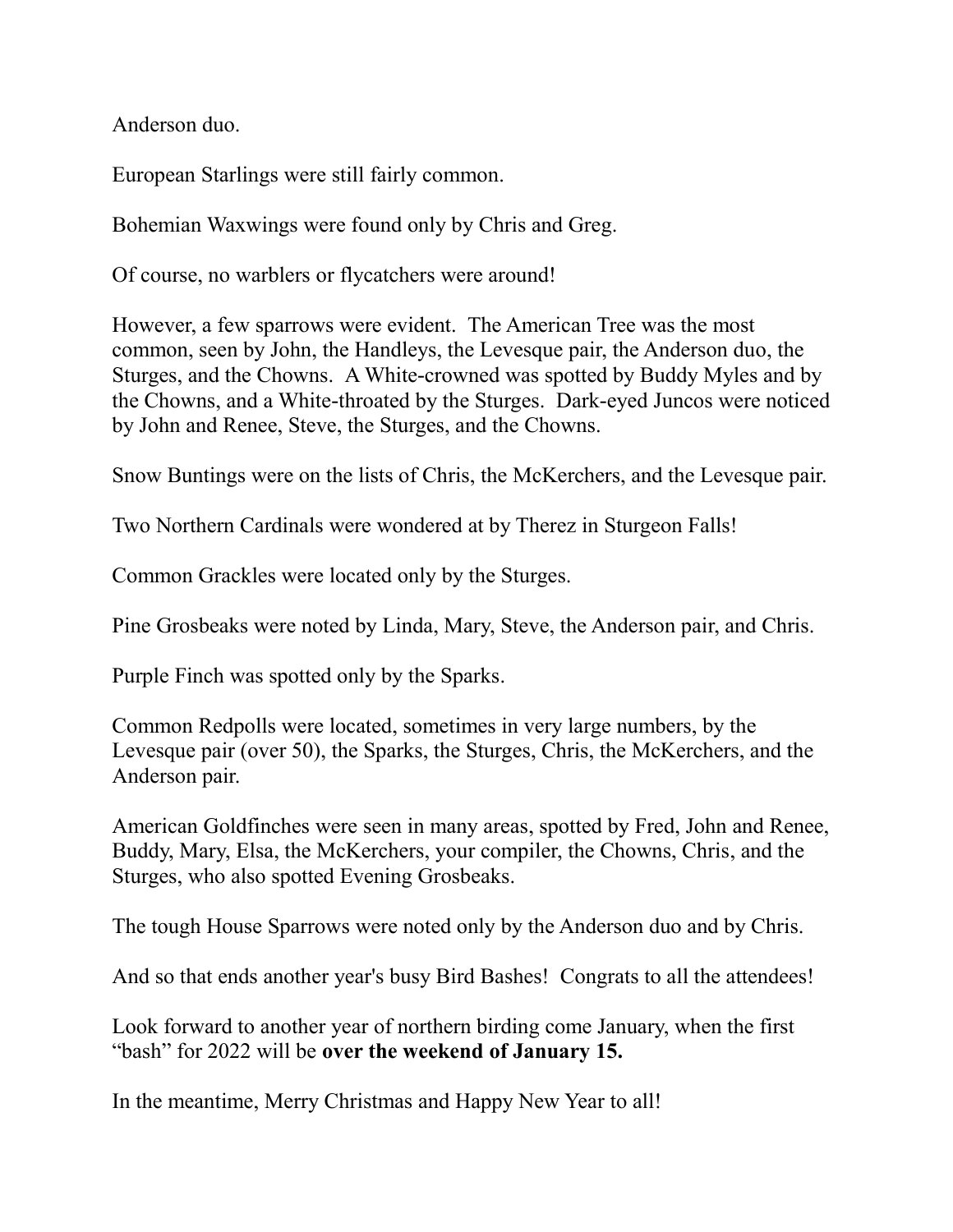Anderson duo.

European Starlings were still fairly common.

Bohemian Waxwings were found only by Chris and Greg.

Of course, no warblers or flycatchers were around!

However, a few sparrows were evident. The American Tree was the most common, seen by John, the Handleys, the Levesque pair, the Anderson duo, the Sturges, and the Chowns. A White-crowned was spotted by Buddy Myles and by the Chowns, and a White-throated by the Sturges. Dark-eyed Juncos were noticed by John and Renee, Steve, the Sturges, and the Chowns.

Snow Buntings were on the lists of Chris, the McKerchers, and the Levesque pair.

Two Northern Cardinals were wondered at by Therez in Sturgeon Falls!

Common Grackles were located only by the Sturges.

Pine Grosbeaks were noted by Linda, Mary, Steve, the Anderson pair, and Chris.

Purple Finch was spotted only by the Sparks.

Common Redpolls were located, sometimes in very large numbers, by the Levesque pair (over 50), the Sparks, the Sturges, Chris, the McKerchers, and the Anderson pair.

American Goldfinches were seen in many areas, spotted by Fred, John and Renee, Buddy, Mary, Elsa, the McKerchers, your compiler, the Chowns, Chris, and the Sturges, who also spotted Evening Grosbeaks.

The tough House Sparrows were noted only by the Anderson duo and by Chris.

And so that ends another year's busy Bird Bashes! Congrats to all the attendees!

Look forward to another year of northern birding come January, when the first "bash" for 2022 will be **over the weekend of January 15.**

In the meantime, Merry Christmas and Happy New Year to all!